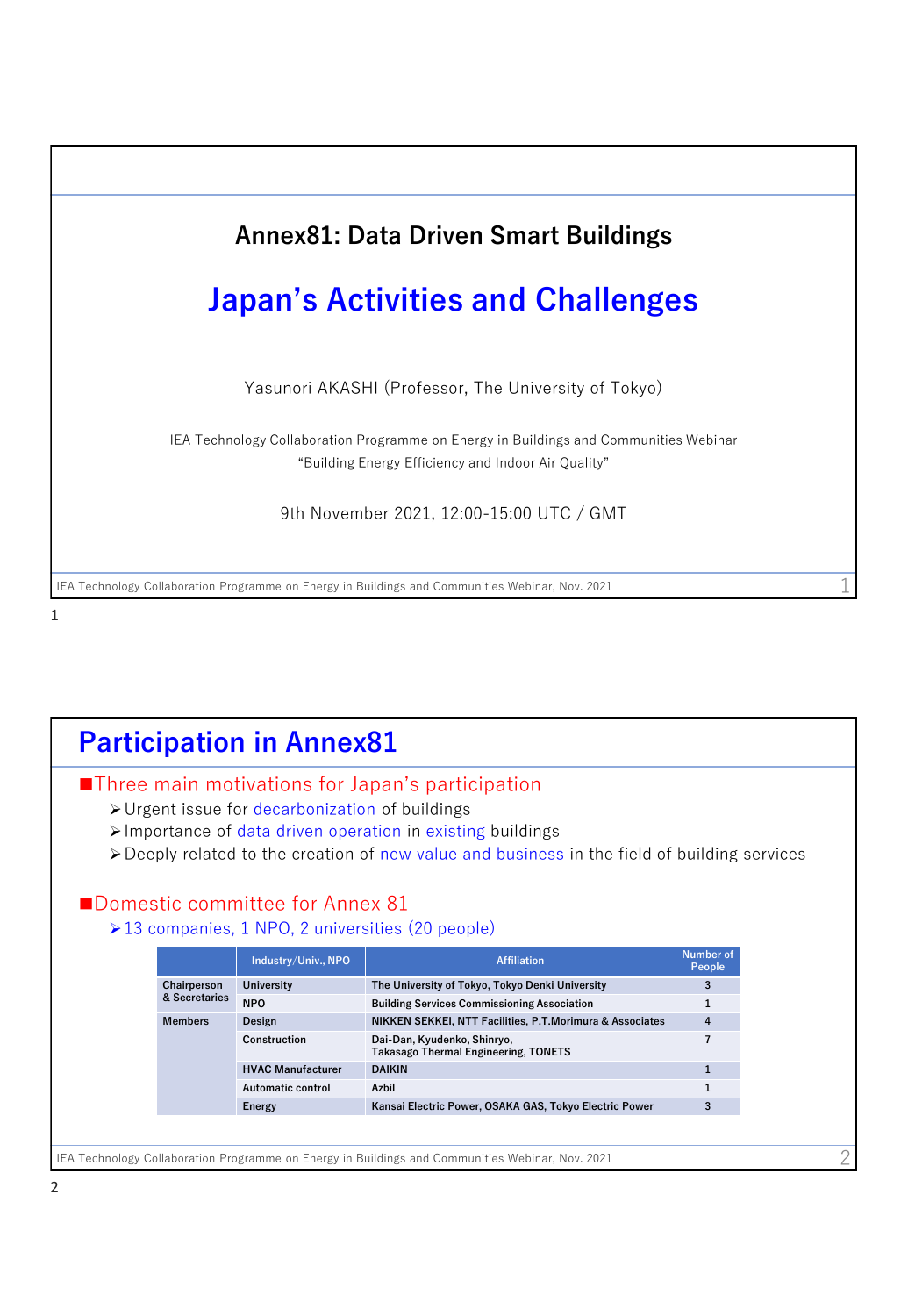## Annex81: Data Driven Smart Buildings

# Japan's Activities and Challenges

Yasunori AKASHI (Professor, The University of Tokyo)

IEA Technology Collaboration Programme on Energy in Buildings and Communities Webinar
"Building Energy Efficiency and Indoor Air Quality"

9th November 2021, 12:00-15:00 UTC / GMT

# Participation in Annex81

■Three main motivations for Japan's participation

- Urgent issue for decarbonization of buildings
- Importance of data driven operation in existing buildings
- Deeply related to the creation of new value and business in the field of building services

■Domestic committee for Annex 81

- 13 companies, 1 NPO, 2 universities (20 people)

| | Industry/Univ., NPO | Affiliation | Number of People |
|---|---|---|---|
| Chairperson & Secretaries | University | The University of Tokyo, Tokyo Denki University | 3 |
| | NPO | Building Services Commissioning Association | 1 |
| Members | Design | NIKKEN SEKKEI, NTT Facilities, P.T.Morimura & Associates | 4 |
| | Construction | Dai-Dan, Kyudenko, Shinryo, Takasago Thermal Engineering, TONETS | 7 |
| | HVAC Manufacturer | DAIKIN | 1 |
| | Automatic control | Azbil | 1 |
| | Energy | Kansai Electric Power, OSAKA GAS, Tokyo Electric Power | 3 |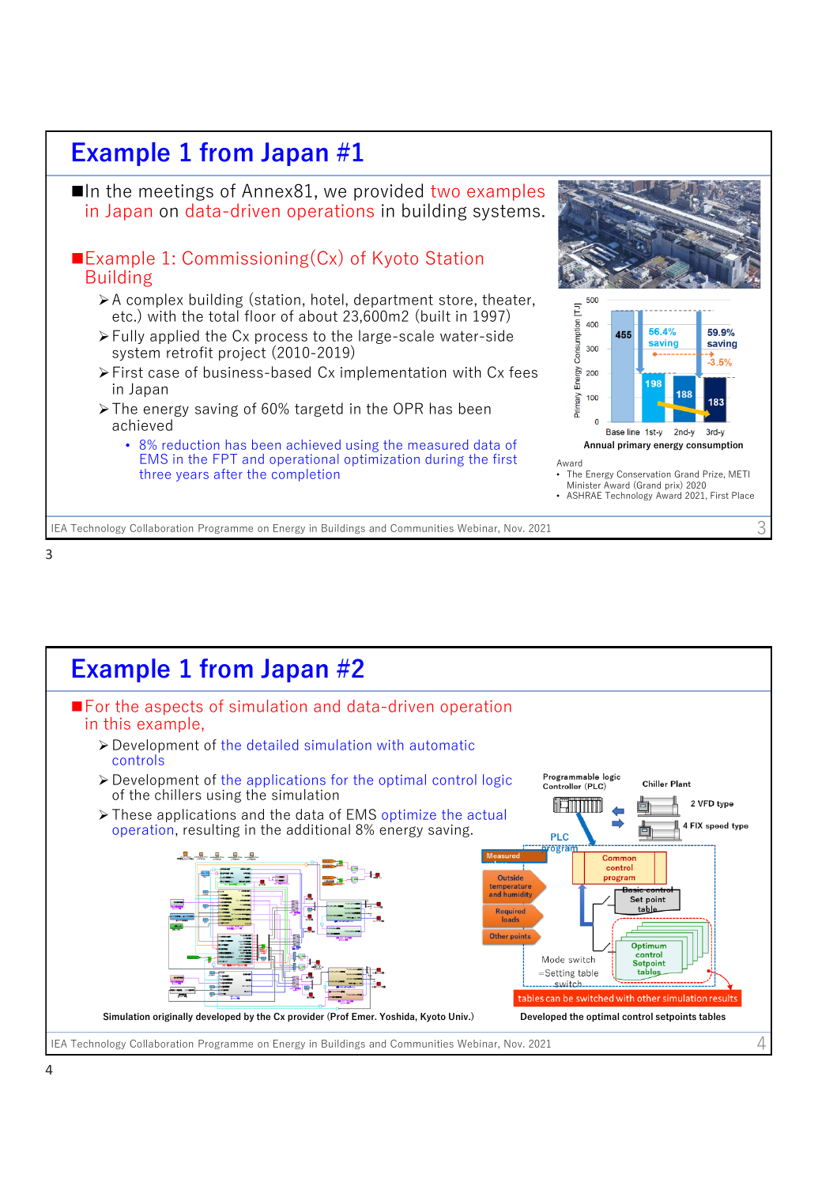# Example 1 from Japan #1

- In the meetings of Annex81, we provided two examples in Japan on data-driven operations in building systems.

- Example 1: Commissioning(Cx) of Kyoto Station Building
  - A complex building (station, hotel, department store, theater, etc.) with the total floor of about 23,600m2 (built in 1997)
  - Fully applied the Cx process to the large-scale water-side system retrofit project (2010-2019)
  - First case of business-based Cx implementation with Cx fees in Japan
  - The energy saving of 60% targetd in the OPR has been achieved
    - 8% reduction has been achieved using the measured data of EMS in the FPT and operational optimization during the first three years after the completion

Annual primary energy consumption

| | Base line | 1st-y | 2nd-y | 3rd-y |
|---|---|---|---|---|
| Primary Energy Consumption [TJ] | 455 | 198 | 188 | 183 |

56.4% saving; 59.9% saving; -3.5%

Award
- The Energy Conservation Grand Prize, METI Minister Award (Grand prix) 2020
- ASHRAE Technology Award 2021, First Place

# Example 1 from Japan #2

- For the aspects of simulation and data-driven operation in this example,
  - Development of the detailed simulation with automatic controls
  - Development of the applications for the optimal control logic of the chillers using the simulation
  - These applications and the data of EMS optimize the actual operation, resulting in the additional 8% energy saving.

Simulation originally developed by the Cx provider (Prof Emer. Yoshida, Kyoto Univ.)

Developed the optimal control setpoints tables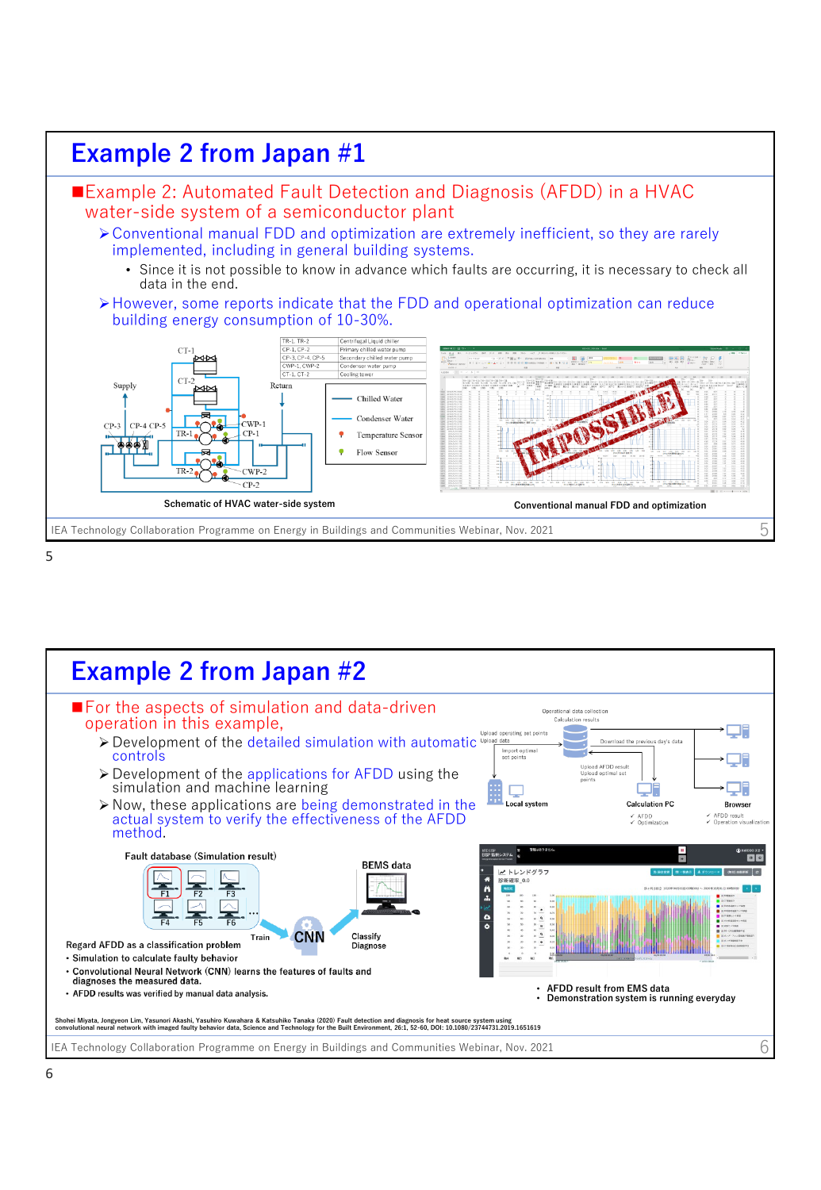# Example 2 from Japan #1

- Example 2: Automated Fault Detection and Diagnosis (AFDD) in a HVAC water-side system of a semiconductor plant
  - Conventional manual FDD and optimization are extremely inefficient, so they are rarely implemented, including in general building systems.
    - Since it is not possible to know in advance which faults are occurring, it is necessary to check all data in the end.
  - However, some reports indicate that the FDD and operational optimization can reduce building energy consumption of 10-30%.

| | |
|---|---|
| TR-1, TR-2 | Centrifugal Liquid chiller |
| CP-1, CP-2 | Primary chilled water pump |
| CP-3, CP-4, CP-5 | Secondary chilled water pump |
| CWP-1, CWP-2 | Condenser water pump |
| CT-1, CT-2 | Cooling tower |

Legend: Chilled Water; Condenser Water; Temperature Sensor; Flow Sensor

Schematic of HVAC water-side system

IMPOSSIBLE

Conventional manual FDD and optimization

# Example 2 from Japan #2

- For the aspects of simulation and data-driven operation in this example,
  - Development of the detailed simulation with automatic controls
  - Development of the applications for AFDD using the simulation and machine learning
  - Now, these applications are being demonstrated in the actual system to verify the effectiveness of the AFDD method.

Operational data collection
Calculation results
Upload operating set points
Upload data
Import optimal set points
Download the previous day's data
Upload AFDD result
Upload optimal set points
Local system
Calculation PC
- ✓ AFDD
- ✓ Optimization

Browser
- ✓ AFDD result
- ✓ Operation visualization

Fault database (Simulation result)

F1 F2 F3 F4 F5 F6 …

Train → CNN → Classify Diagnose

BEMS data

Regard AFDD as a classification problem
- Simulation to calculate faulty behavior
- Convolutional Neural Network (CNN) learns the features of faults and diagnoses the measured data.
- AFDD results was verified by manual analysis.

- AFDD result from EMS data
- Demonstration system is running everyday

Shohei Miyata, Jongyeon Lim, Yasunori Akashi, Yasuhiro Kuwahara & Katsuhiko Tanaka (2020) Fault detection and diagnosis for heat source system using convolutional neural network with imaged faulty behavior data, Science and Technology for the Built Environment, 26:1, 52-60, DOI: 10.1080/23744731.2019.1651619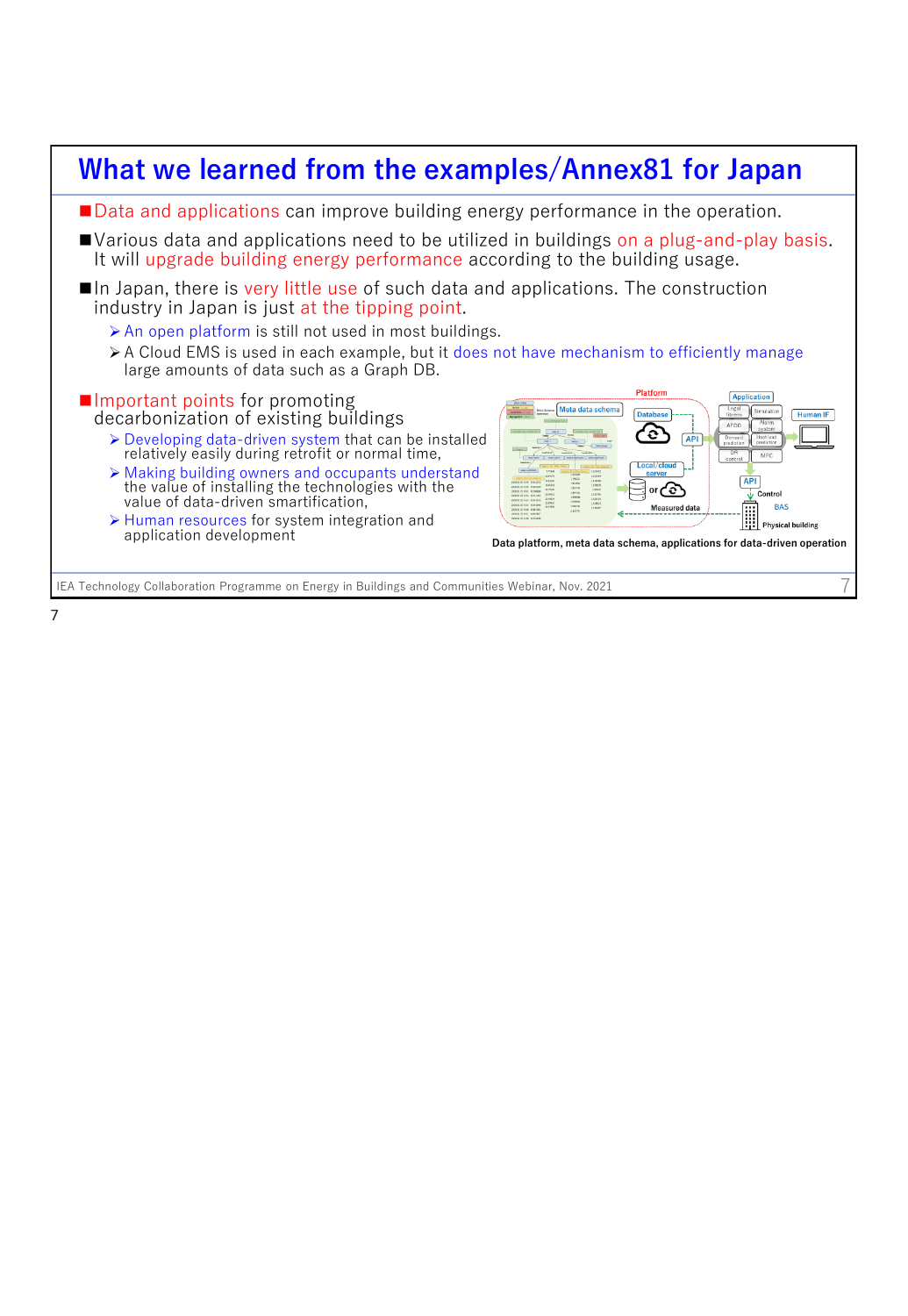# What we learned from the examples/Annex81 for Japan

- Data and applications can improve building energy performance in the operation.
- Various data and applications need to be utilized in buildings on a plug-and-play basis. It will upgrade building energy performance according to the building usage.
- In Japan, there is very little use of such data and applications. The construction industry in Japan is just at the tipping point.
  - An open platform is still not used in most buildings.
  - A Cloud EMS is used in each example, but it does not have mechanism to efficiently manage large amounts of data such as a Graph DB.
- Important points for promoting decarbonization of existing buildings
  - Developing data-driven system that can be installed relatively easily during retrofit or normal time,
  - Making building owners and occupants understand the value of installing the technologies with the value of data-driven smartification,
  - Human resources for system integration and application development

Platform
Meta data schema
Database
API
Local/cloud server
or
Measured data
Application
Logical fitness
Simulation
AFDD
Alarm analyzer
Demand prediction
Heat load prediction
DR control
MPC
Human IF
API
Control
BAS
Physical building

Data platform, meta data schema, applications for data-driven operation

IEA Technology Collaboration Programme on Energy in Buildings and Communities Webinar, Nov. 2021